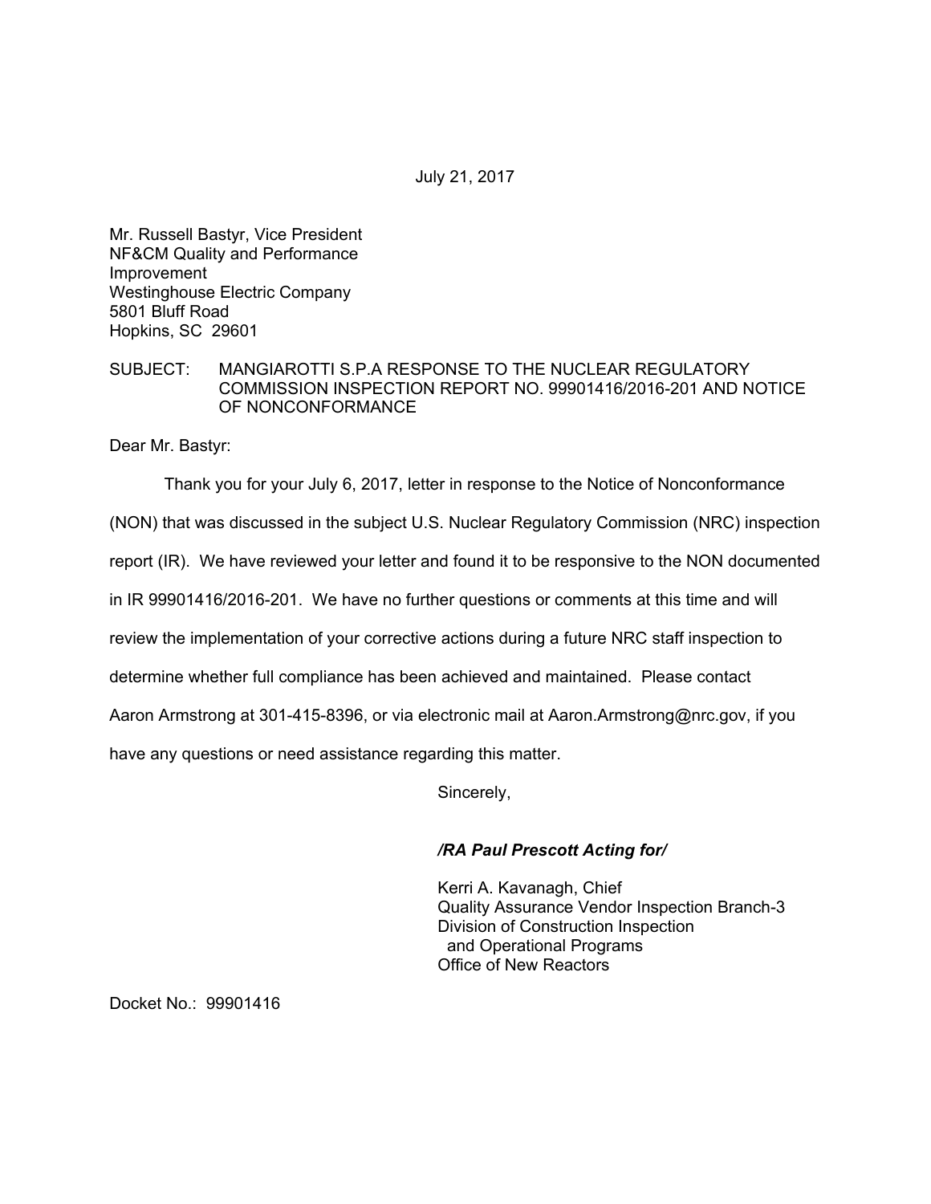July 21, 2017

Mr. Russell Bastyr, Vice President
NF&CM Quality and Performance
Improvement
Westinghouse Electric Company
5801 Bluff Road
Hopkins, SC 29601

SUBJECT: MANGIAROTTI S.P.A RESPONSE TO THE NUCLEAR REGULATORY COMMISSION INSPECTION REPORT NO. 99901416/2016-201 AND NOTICE OF NONCONFORMANCE

Dear Mr. Bastyr:

Thank you for your July 6, 2017, letter in response to the Notice of Nonconformance (NON) that was discussed in the subject U.S. Nuclear Regulatory Commission (NRC) inspection report (IR). We have reviewed your letter and found it to be responsive to the NON documented in IR 99901416/2016-201. We have no further questions or comments at this time and will review the implementation of your corrective actions during a future NRC staff inspection to determine whether full compliance has been achieved and maintained. Please contact Aaron Armstrong at 301-415-8396, or via electronic mail at Aaron.Armstrong@nrc.gov, if you have any questions or need assistance regarding this matter.

Sincerely,

***/RA Paul Prescott Acting for/***

Kerri A. Kavanagh, Chief
Quality Assurance Vendor Inspection Branch-3
Division of Construction Inspection
and Operational Programs
Office of New Reactors

Docket No.: 99901416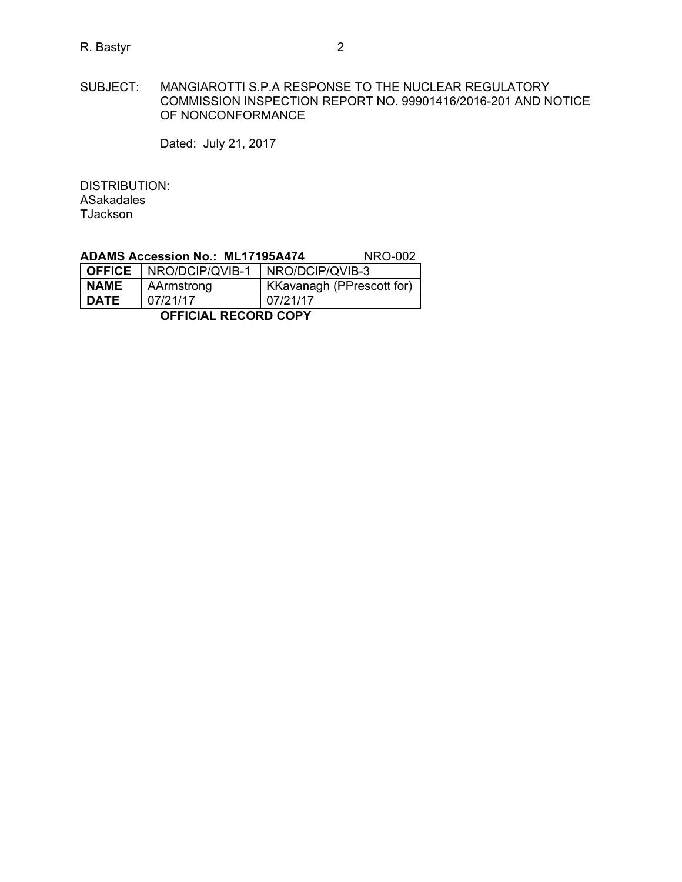SUBJECT: MANGIAROTTI S.P.A RESPONSE TO THE NUCLEAR REGULATORY COMMISSION INSPECTION REPORT NO. 99901416/2016-201 AND NOTICE OF NONCONFORMANCE

Dated: July 21, 2017

DISTRIBUTION:
ASakadales
TJackson

**ADAMS Accession No.: ML17195A474** NRO-002

| **OFFICE** | NRO/DCIP/QVIB-1 | NRO/DCIP/QVIB-3 |
|---|---|---|
| **NAME** | AArmstrong | KKavanagh (PPrescott for) |
| **DATE** | 07/21/17 | 07/21/17 |

**OFFICIAL RECORD COPY**